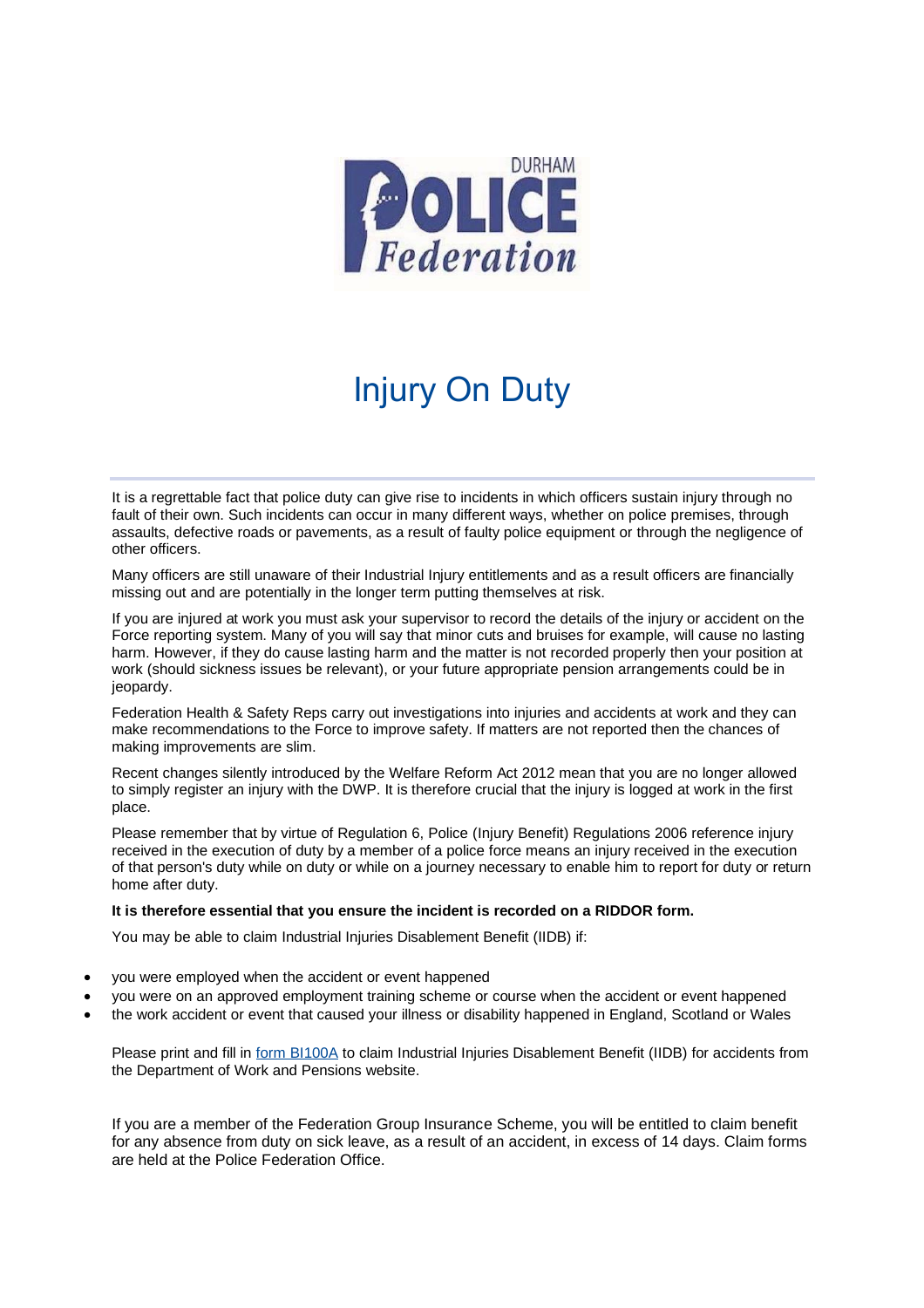# Injury On Duty

It is a regrettable fact that police duty can give rise to incidents in which officers sustain injury through no fault of their own. Such incidents can occur in many different ways, whether on police premises, through assaults, defective roads or pavements, as a result of faulty police equipment or through the negligence of other officers.

Many officers are still unaware of their Industrial Injury entitlements and as a result officers are financially missing out and are potentially in the longer term putting themselves at risk.

If you are injured at work you must ask your supervisor to record the details of the injury or accident on the Force reporting system. Many of you will say that minor cuts and bruises for example, will cause no lasting harm. However, if they do cause lasting harm and the matter is not recorded properly then your position at work (should sickness issues be relevant), or your future appropriate pension arrangements could be in jeopardy.

Federation Health & Safety Reps carry out investigations into injuries and accidents at work and they can make recommendations to the Force to improve safety. If matters are not reported then the chances of making improvements are slim.

Recent changes silently introduced by the Welfare Reform Act 2012 mean that you are no longer allowed to simply register an injury with the DWP. It is therefore crucial that the injury is logged at work in the first place.

Please remember that by virtue of Regulation 6, Police (Injury Benefit) Regulations 2006 reference injury received in the execution of duty by a member of a police force means an injury received in the execution of that person's duty while on duty or while on a journey necessary to enable him to report for duty or return home after duty.

**It is therefore essential that you ensure the incident is recorded on a RIDDOR form.**

You may be able to claim Industrial Injuries Disablement Benefit (IIDB) if:

- you were employed when the accident or event happened
- you were on an approved employment training scheme or course when the accident or event happened
- the work accident or event that caused your illness or disability happened in England, Scotland or Wales

Please print and fill in form BI100A to claim Industrial Injuries Disablement Benefit (IIDB) for accidents from the Department of Work and Pensions website.

If you are a member of the Federation Group Insurance Scheme, you will be entitled to claim benefit for any absence from duty on sick leave, as a result of an accident, in excess of 14 days. Claim forms are held at the Police Federation Office.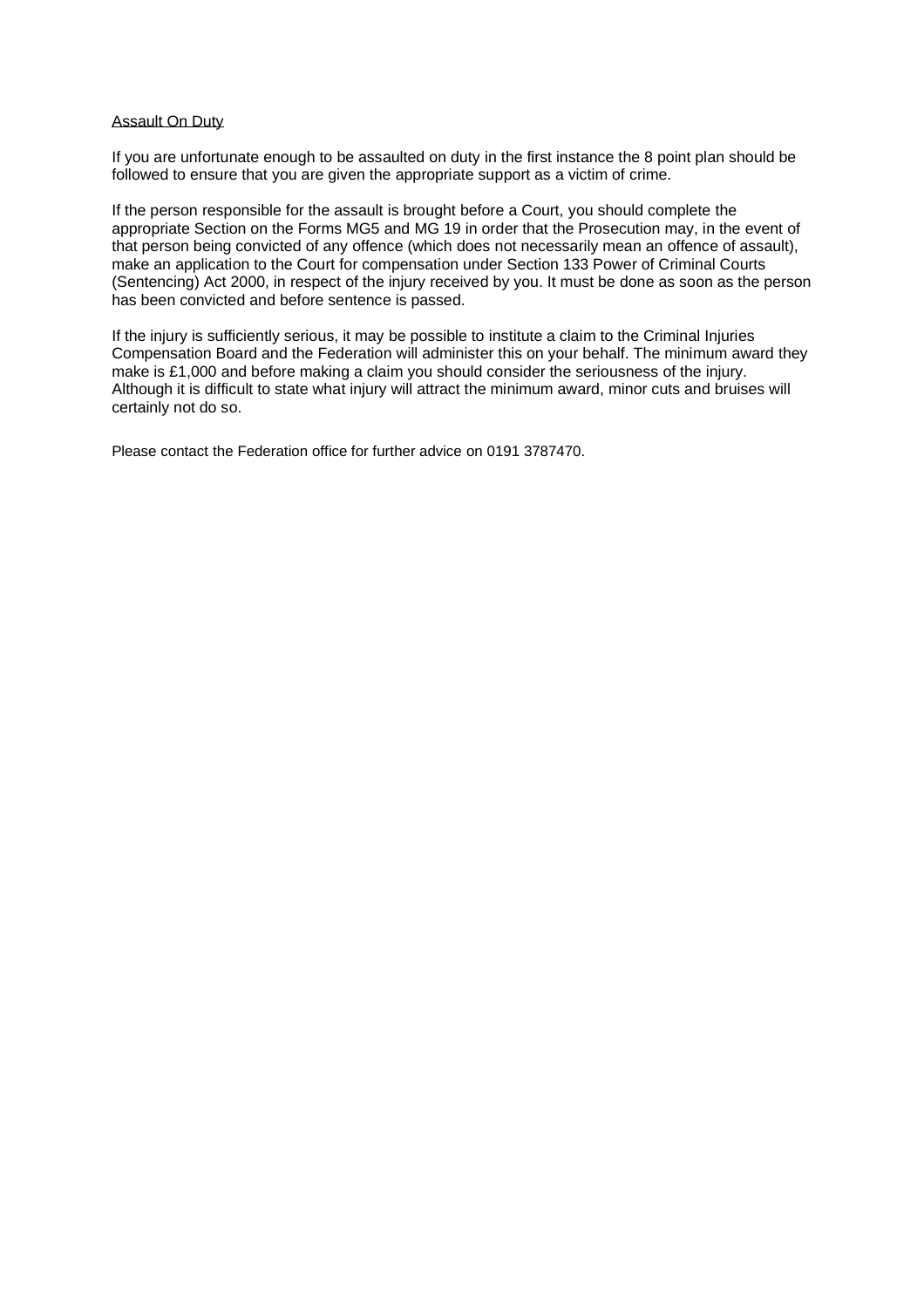## Assault On Duty

If you are unfortunate enough to be assaulted on duty in the first instance the 8 point plan should be followed to ensure that you are given the appropriate support as a victim of crime.

If the person responsible for the assault is brought before a Court, you should complete the appropriate Section on the Forms MG5 and MG 19 in order that the Prosecution may, in the event of that person being convicted of any offence (which does not necessarily mean an offence of assault), make an application to the Court for compensation under Section 133 Power of Criminal Courts (Sentencing) Act 2000, in respect of the injury received by you. It must be done as soon as the person has been convicted and before sentence is passed.

If the injury is sufficiently serious, it may be possible to institute a claim to the Criminal Injuries Compensation Board and the Federation will administer this on your behalf. The minimum award they make is £1,000 and before making a claim you should consider the seriousness of the injury. Although it is difficult to state what injury will attract the minimum award, minor cuts and bruises will certainly not do so.

Please contact the Federation office for further advice on 0191 3787470.